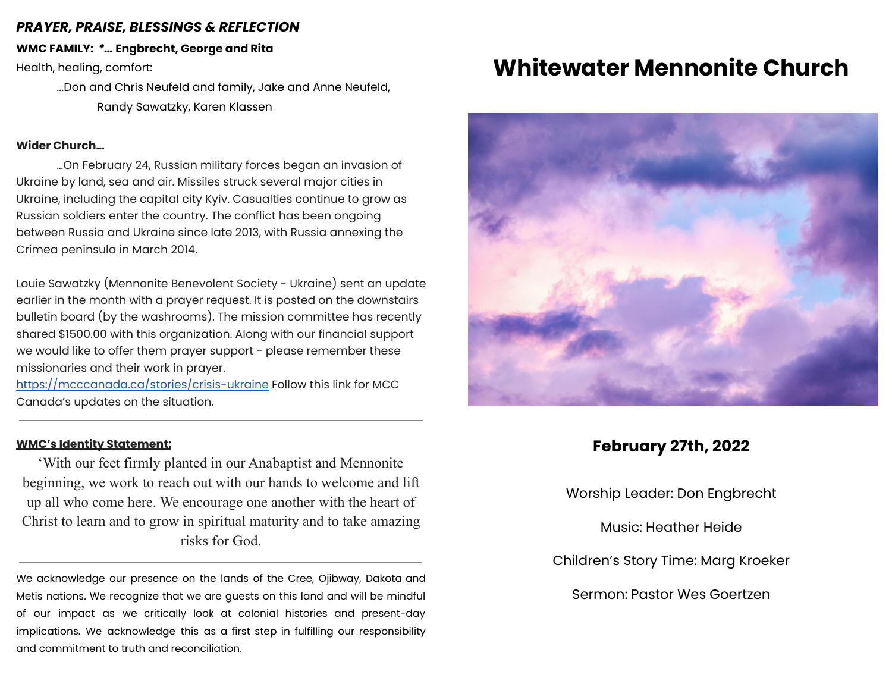***PRAYER, PRAISE, BLESSINGS & REFLECTION***

**WMC FAMILY:** ***…* Engbrecht, George and Rita**

Health, healing, comfort:

…Don and Chris Neufeld and family, Jake and Anne Neufeld, Randy Sawatzky, Karen Klassen

**Wider Church…**

…On February 24, Russian military forces began an invasion of Ukraine by land, sea and air. Missiles struck several major cities in Ukraine, including the capital city Kyiv. Casualties continue to grow as Russian soldiers enter the country. The conflict has been ongoing between Russia and Ukraine since late 2013, with Russia annexing the Crimea peninsula in March 2014.

Louie Sawatzky (Mennonite Benevolent Society - Ukraine) sent an update earlier in the month with a prayer request. It is posted on the downstairs bulletin board (by the washrooms). The mission committee has recently shared $1500.00 with this organization. Along with our financial support we would like to offer them prayer support - please remember these missionaries and their work in prayer.

https://mcccanada.ca/stories/crisis-ukraine Follow this link for MCC Canada's updates on the situation.

---

**WMC's Identity Statement:**

'With our feet firmly planted in our Anabaptist and Mennonite beginning, we work to reach out with our hands to welcome and lift up all who come here. We encourage one another with the heart of Christ to learn and to grow in spiritual maturity and to take amazing risks for God.

---

We acknowledge our presence on the lands of the Cree, Ojibway, Dakota and Metis nations. We recognize that we are guests on this land and will be mindful of our impact as we critically look at colonial histories and present-day implications. We acknowledge this as a first step in fulfilling our responsibility and commitment to truth and reconciliation.

# Whitewater Mennonite Church

**February 27th, 2022**

Worship Leader: Don Engbrecht

Music: Heather Heide

Children's Story Time: Marg Kroeker

Sermon: Pastor Wes Goertzen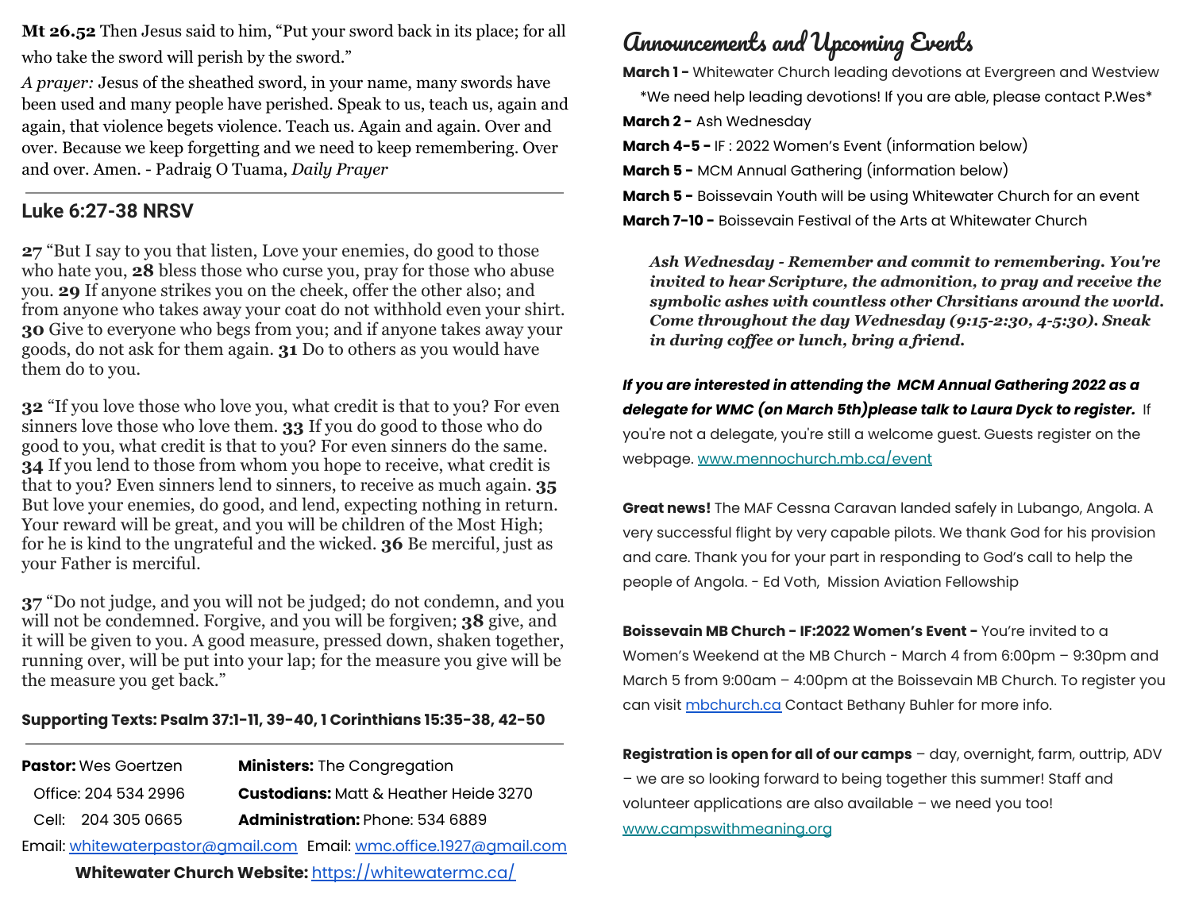**Mt 26.52** Then Jesus said to him, "Put your sword back in its place; for all who take the sword will perish by the sword."

*A prayer:* Jesus of the sheathed sword, in your name, many swords have been used and many people have perished. Speak to us, teach us, again and again, that violence begets violence. Teach us. Again and again. Over and over. Because we keep forgetting and we need to keep remembering. Over and over. Amen. - Padraig O Tuama, *Daily Prayer*

---

## Luke 6:27-38 NRSV

**27** "But I say to you that listen, Love your enemies, do good to those who hate you, **28** bless those who curse you, pray for those who abuse you. **29** If anyone strikes you on the cheek, offer the other also; and from anyone who takes away your coat do not withhold even your shirt. **30** Give to everyone who begs from you; and if anyone takes away your goods, do not ask for them again. **31** Do to others as you would have them do to you.

**32** "If you love those who love you, what credit is that to you? For even sinners love those who love them. **33** If you do good to those who do good to you, what credit is that to you? For even sinners do the same. **34** If you lend to those from whom you hope to receive, what credit is that to you? Even sinners lend to sinners, to receive as much again. **35** But love your enemies, do good, and lend, expecting nothing in return. Your reward will be great, and you will be children of the Most High; for he is kind to the ungrateful and the wicked. **36** Be merciful, just as your Father is merciful.

**37** "Do not judge, and you will not be judged; do not condemn, and you will not be condemned. Forgive, and you will be forgiven; **38** give, and it will be given to you. A good measure, pressed down, shaken together, running over, will be put into your lap; for the measure you give will be the measure you get back."

**Supporting Texts: Psalm 37:1-11, 39-40, 1 Corinthians 15:35-38, 42-50**

---

**Pastor:** Wes Goertzen
Office: 204 534 2996
Cell: 204 305 0665
Email: whitewaterpastor@gmail.com

**Ministers:** The Congregation
**Custodians:** Matt & Heather Heide 3270
**Administration:** Phone: 534 6889
Email: wmc.office.1927@gmail.com

**Whitewater Church Website:** https://whitewatermc.ca/

# Announcements and Upcoming Events

**March 1 -** Whitewater Church leading devotions at Evergreen and Westview
*We need help leading devotions! If you are able, please contact P.Wes*

**March 2 -** Ash Wednesday

**March 4-5 -** IF : 2022 Women's Event (information below)

**March 5 -** MCM Annual Gathering (information below)

**March 5 -** Boissevain Youth will be using Whitewater Church for an event

**March 7-10 -** Boissevain Festival of the Arts at Whitewater Church

***Ash Wednesday - Remember and commit to remembering. You're invited to hear Scripture, the admonition, to pray and receive the symbolic ashes with countless other Chrsitians around the world. Come throughout the day Wednesday (9:15-2:30, 4-5:30). Sneak in during coffee or lunch, bring a friend.***

***If you are interested in attending the MCM Annual Gathering 2022 as a delegate for WMC (on March 5th)please talk to Laura Dyck to register.*** If you're not a delegate, you're still a welcome guest. Guests register on the webpage. www.mennochurch.mb.ca/event

**Great news!** The MAF Cessna Caravan landed safely in Lubango, Angola. A very successful flight by very capable pilots. We thank God for his provision and care. Thank you for your part in responding to God's call to help the people of Angola. - Ed Voth, Mission Aviation Fellowship

**Boissevain MB Church - IF:2022 Women's Event -** You're invited to a Women's Weekend at the MB Church - March 4 from 6:00pm – 9:30pm and March 5 from 9:00am – 4:00pm at the Boissevain MB Church. To register you can visit mbchurch.ca Contact Bethany Buhler for more info.

**Registration is open for all of our camps** – day, overnight, farm, outtrip, ADV – we are so looking forward to being together this summer! Staff and volunteer applications are also available – we need you too! www.campswithmeaning.org